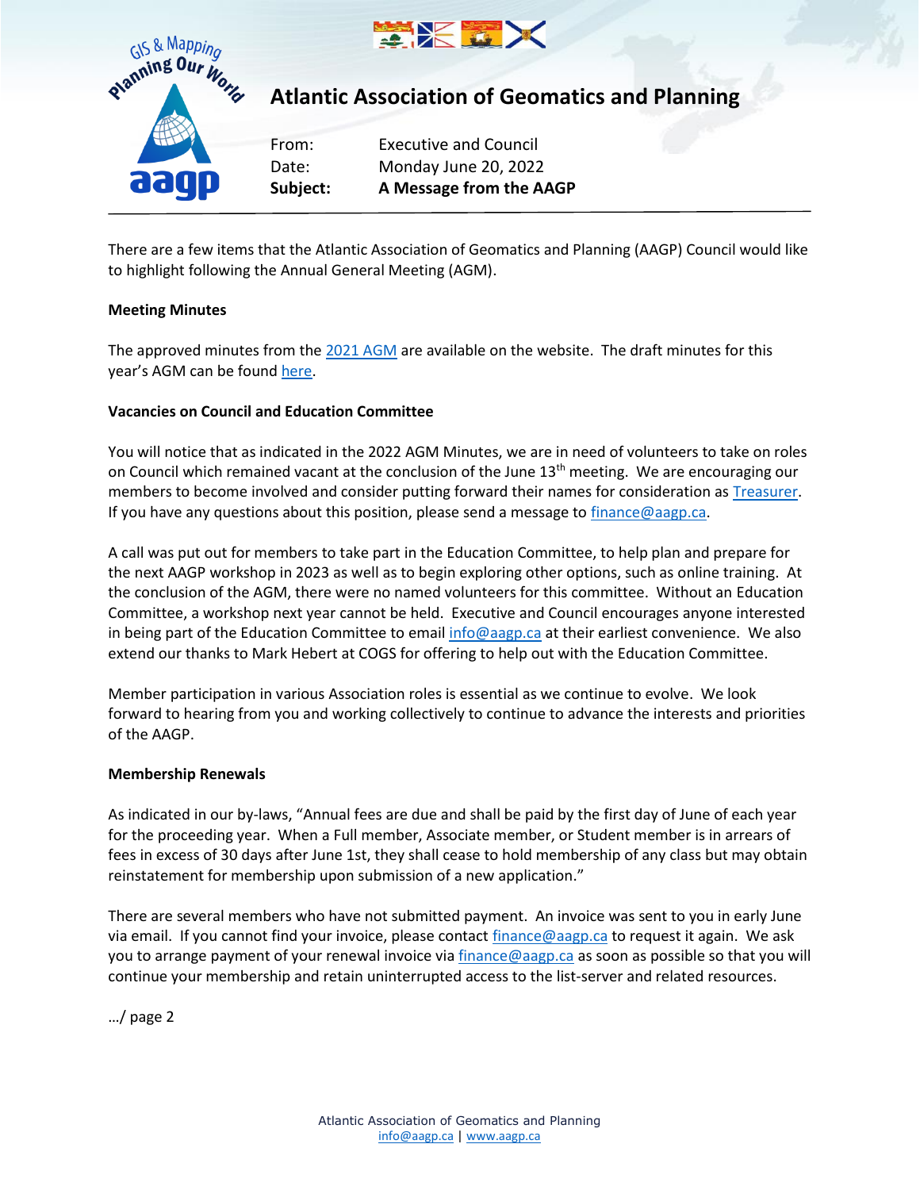# Atlantic Association of Geomatics and Planning

From: Executive and Council
Date: Monday June 20, 2022
**Subject: A Message from the AAGP**

---

There are a few items that the Atlantic Association of Geomatics and Planning (AAGP) Council would like to highlight following the Annual General Meeting (AGM).

**Meeting Minutes**

The approved minutes from the 2021 AGM are available on the website. The draft minutes for this year's AGM can be found here.

**Vacancies on Council and Education Committee**

You will notice that as indicated in the 2022 AGM Minutes, we are in need of volunteers to take on roles on Council which remained vacant at the conclusion of the June 13th meeting. We are encouraging our members to become involved and consider putting forward their names for consideration as Treasurer. If you have any questions about this position, please send a message to finance@aagp.ca.

A call was put out for members to take part in the Education Committee, to help plan and prepare for the next AAGP workshop in 2023 as well as to begin exploring other options, such as online training. At the conclusion of the AGM, there were no named volunteers for this committee. Without an Education Committee, a workshop next year cannot be held. Executive and Council encourages anyone interested in being part of the Education Committee to email info@aagp.ca at their earliest convenience. We also extend our thanks to Mark Hebert at COGS for offering to help out with the Education Committee.

Member participation in various Association roles is essential as we continue to evolve. We look forward to hearing from you and working collectively to continue to advance the interests and priorities of the AAGP.

**Membership Renewals**

As indicated in our by-laws, "Annual fees are due and shall be paid by the first day of June of each year for the proceeding year. When a Full member, Associate member, or Student member is in arrears of fees in excess of 30 days after June 1st, they shall cease to hold membership of any class but may obtain reinstatement for membership upon submission of a new application."

There are several members who have not submitted payment. An invoice was sent to you in early June via email. If you cannot find your invoice, please contact finance@aagp.ca to request it again. We ask you to arrange payment of your renewal invoice via finance@aagp.ca as soon as possible so that you will continue your membership and retain uninterrupted access to the list-server and related resources.

…/ page 2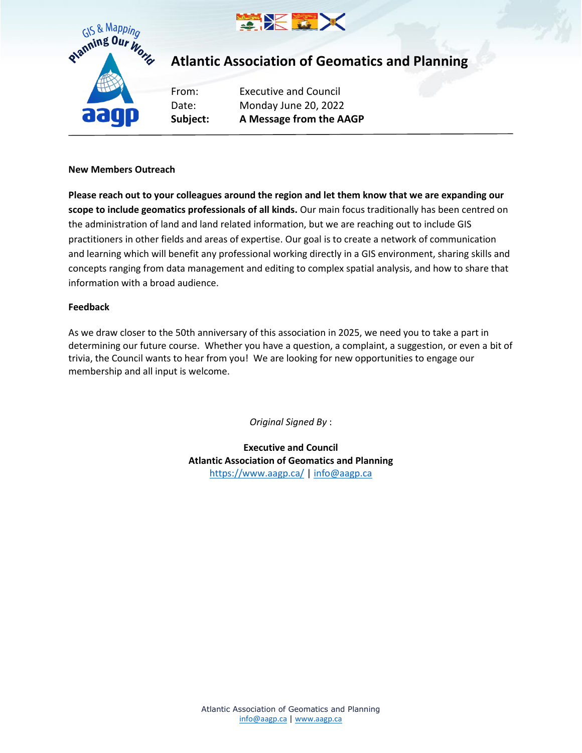# Atlantic Association of Geomatics and Planning

From: Executive and Council
Date: Monday June 20, 2022
**Subject: A Message from the AAGP**

---

**New Members Outreach**

**Please reach out to your colleagues around the region and let them know that we are expanding our scope to include geomatics professionals of all kinds.** Our main focus traditionally has been centred on the administration of land and land related information, but we are reaching out to include GIS practitioners in other fields and areas of expertise. Our goal is to create a network of communication and learning which will benefit any professional working directly in a GIS environment, sharing skills and concepts ranging from data management and editing to complex spatial analysis, and how to share that information with a broad audience.

**Feedback**

As we draw closer to the 50th anniversary of this association in 2025, we need you to take a part in determining our future course. Whether you have a question, a complaint, a suggestion, or even a bit of trivia, the Council wants to hear from you! We are looking for new opportunities to engage our membership and all input is welcome.

*Original Signed By* :

**Executive and Council**
**Atlantic Association of Geomatics and Planning**
https://www.aagp.ca/ | info@aagp.ca